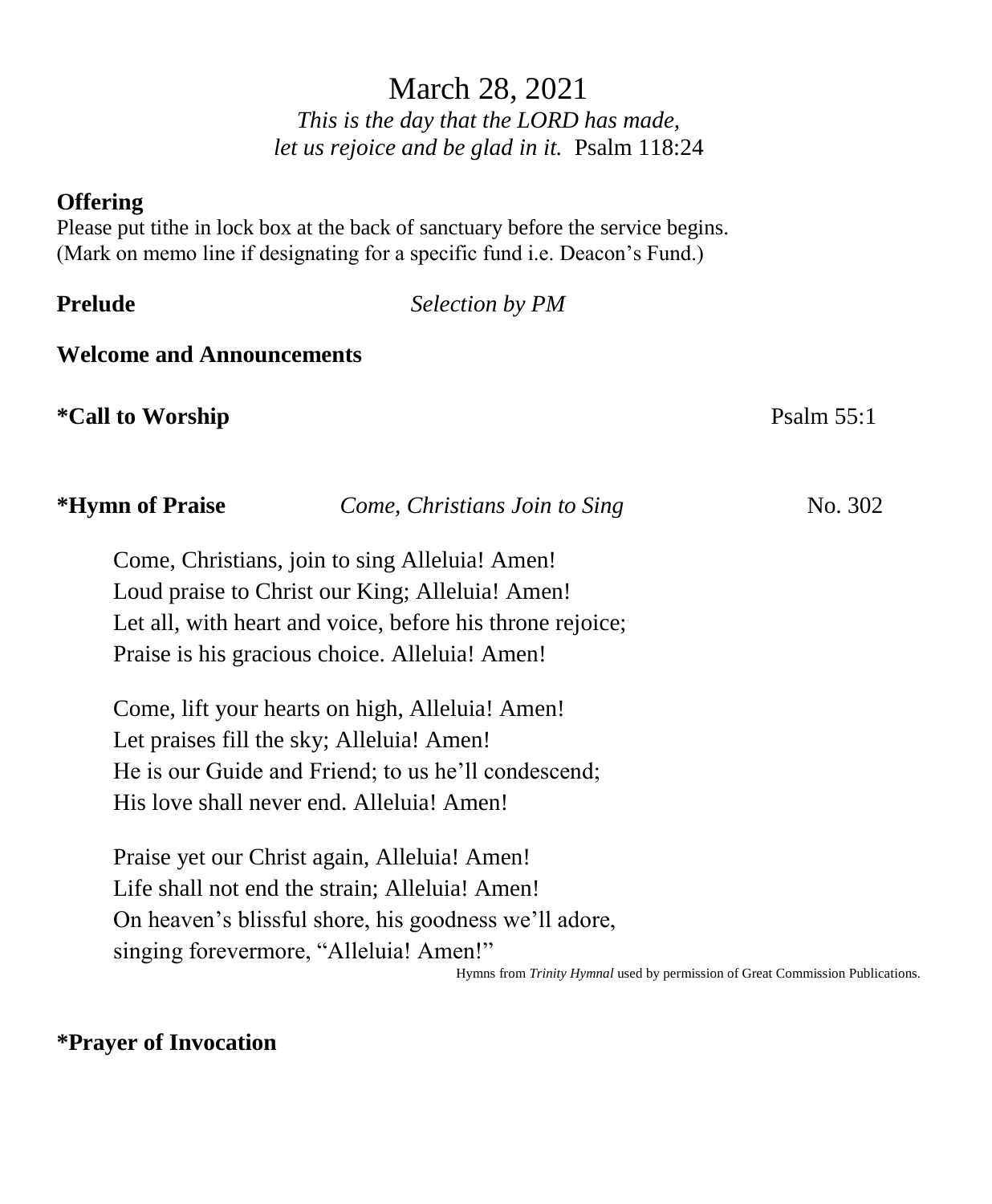# March 28, 2021

*This is the day that the LORD has made,*
*let us rejoice and be glad in it.* Psalm 118:24

**Offering**
Please put tithe in lock box at the back of sanctuary before the service begins.
(Mark on memo line if designating for a specific fund i.e. Deacon's Fund.)

**Prelude** *Selection by PM*

**Welcome and Announcements**

**\*Call to Worship** Psalm 55:1

**\*Hymn of Praise** *Come, Christians Join to Sing* No. 302

Come, Christians, join to sing Alleluia! Amen!
Loud praise to Christ our King; Alleluia! Amen!
Let all, with heart and voice, before his throne rejoice;
Praise is his gracious choice. Alleluia! Amen!

Come, lift your hearts on high, Alleluia! Amen!
Let praises fill the sky; Alleluia! Amen!
He is our Guide and Friend; to us he'll condescend;
His love shall never end. Alleluia! Amen!

Praise yet our Christ again, Alleluia! Amen!
Life shall not end the strain; Alleluia! Amen!
On heaven's blissful shore, his goodness we'll adore,
singing forevermore, "Alleluia! Amen!"

Hymns from *Trinity Hymnal* used by permission of Great Commission Publications.

**\*Prayer of Invocation**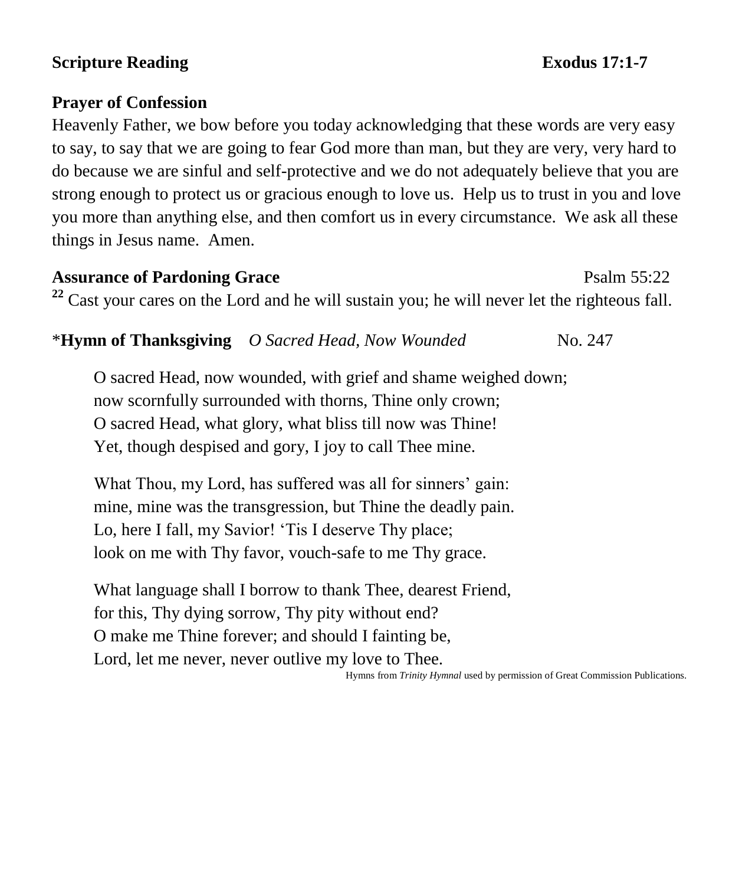**Scripture Reading** **Exodus 17:1-7**

**Prayer of Confession**

Heavenly Father, we bow before you today acknowledging that these words are very easy to say, to say that we are going to fear God more than man, but they are very, very hard to do because we are sinful and self-protective and we do not adequately believe that you are strong enough to protect us or gracious enough to love us. Help us to trust in you and love you more than anything else, and then comfort us in every circumstance. We ask all these things in Jesus name. Amen.

**Assurance of Pardoning Grace** Psalm 55:22

[22] Cast your cares on the Lord and he will sustain you; he will never let the righteous fall.

*__Hymn of Thanksgiving__ *O Sacred Head, Now Wounded* No. 247

O sacred Head, now wounded, with grief and shame weighed down;
now scornfully surrounded with thorns, Thine only crown;
O sacred Head, what glory, what bliss till now was Thine!
Yet, though despised and gory, I joy to call Thee mine.

What Thou, my Lord, has suffered was all for sinners' gain:
mine, mine was the transgression, but Thine the deadly pain.
Lo, here I fall, my Savior! 'Tis I deserve Thy place;
look on me with Thy favor, vouch-safe to me Thy grace.

What language shall I borrow to thank Thee, dearest Friend,
for this, Thy dying sorrow, Thy pity without end?
O make me Thine forever; and should I fainting be,
Lord, let me never, never outlive my love to Thee.

Hymns from *Trinity Hymnal* used by permission of Great Commission Publications.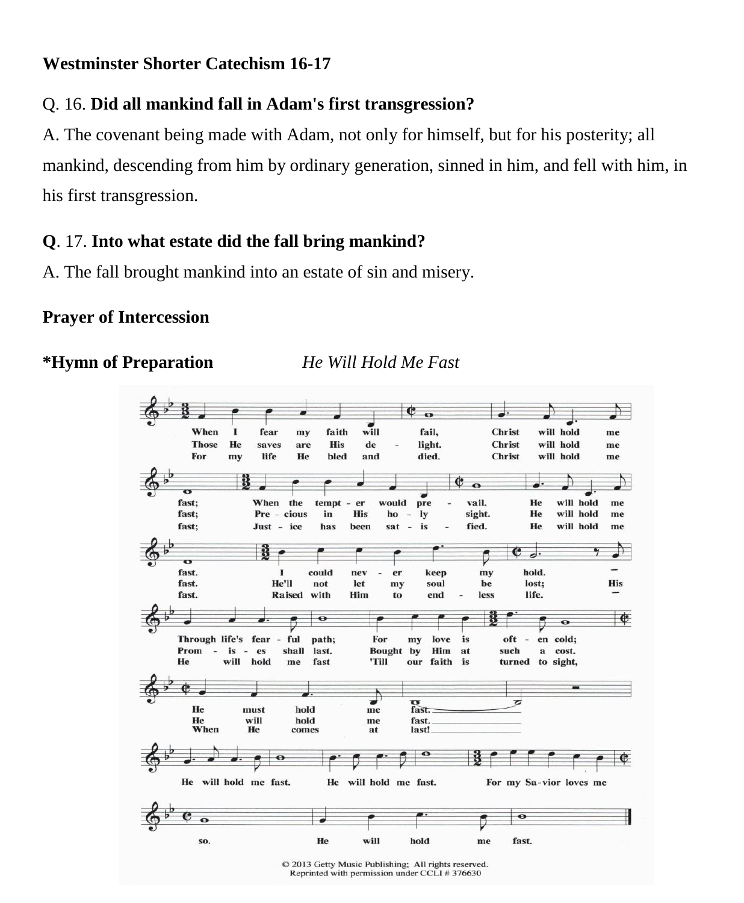**Westminster Shorter Catechism 16-17**

Q. 16. **Did all mankind fall in Adam's first transgression?**

A. The covenant being made with Adam, not only for himself, but for his posterity; all mankind, descending from him by ordinary generation, sinned in him, and fell with him, in his first transgression.

**Q**. 17. **Into what estate did the fall bring mankind?**

A. The fall brought mankind into an estate of sin and misery.

**Prayer of Intercession**

**\*Hymn of Preparation** *He Will Hold Me Fast*

© 2013 Getty Music Publishing; All rights reserved.
Reprinted with permission under CCLI # 376630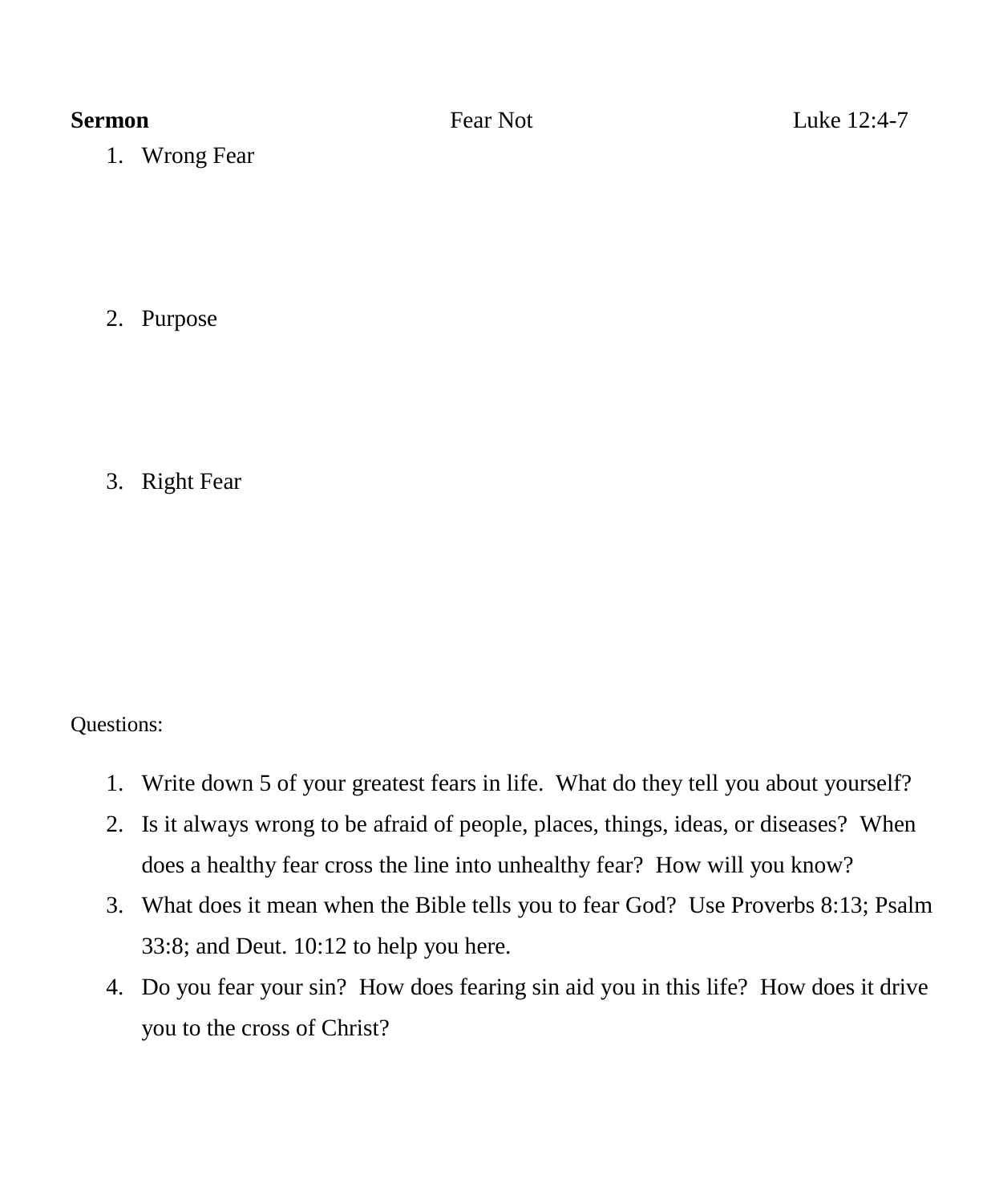**Sermon** Fear Not Luke 12:4-7

1. Wrong Fear

2. Purpose

3. Right Fear

Questions:

1. Write down 5 of your greatest fears in life. What do they tell you about yourself?
2. Is it always wrong to be afraid of people, places, things, ideas, or diseases? When does a healthy fear cross the line into unhealthy fear? How will you know?
3. What does it mean when the Bible tells you to fear God? Use Proverbs 8:13; Psalm 33:8; and Deut. 10:12 to help you here.
4. Do you fear your sin? How does fearing sin aid you in this life? How does it drive you to the cross of Christ?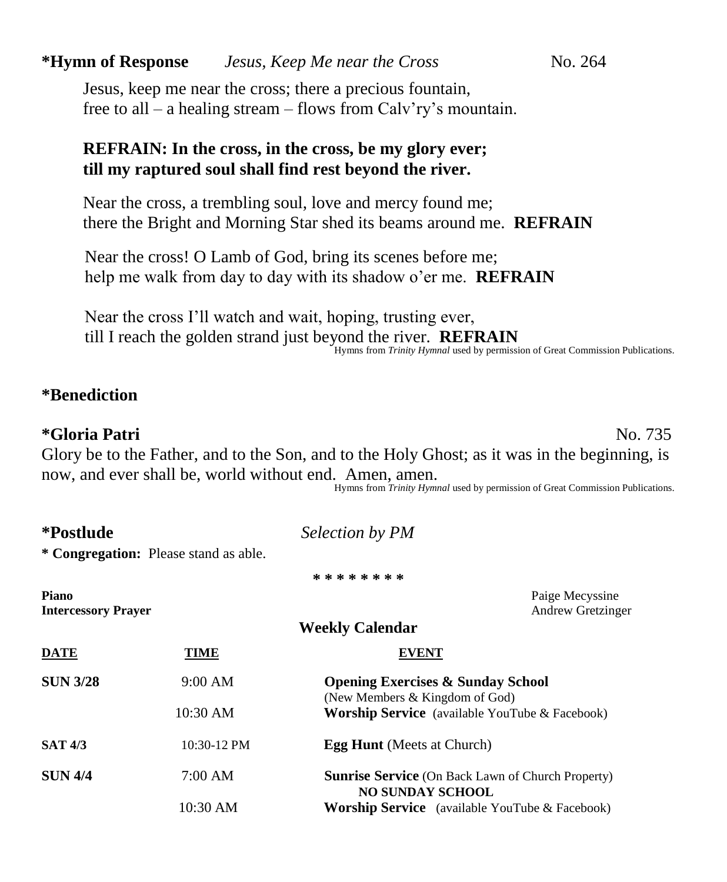**\*Hymn of Response** *Jesus, Keep Me near the Cross* No. 264

Jesus, keep me near the cross; there a precious fountain,
free to all – a healing stream – flows from Calv'ry's mountain.

**REFRAIN: In the cross, in the cross, be my glory ever;**
**till my raptured soul shall find rest beyond the river.**

Near the cross, a trembling soul, love and mercy found me;
there the Bright and Morning Star shed its beams around me. **REFRAIN**

Near the cross! O Lamb of God, bring its scenes before me;
help me walk from day to day with its shadow o'er me. **REFRAIN**

Near the cross I'll watch and wait, hoping, trusting ever,
till I reach the golden strand just beyond the river. **REFRAIN**

Hymns from *Trinity Hymnal* used by permission of Great Commission Publications.

**\*Benediction**

**\*Gloria Patri** No. 735

Glory be to the Father, and to the Son, and to the Holy Ghost; as it was in the beginning, is now, and ever shall be, world without end. Amen, amen.

Hymns from *Trinity Hymnal* used by permission of Great Commission Publications.

**\*Postlude** *Selection by PM*

**\* Congregation:** Please stand as able.

\* \* \* \* \* \* \* \*

**Piano** Paige Mecyssine
**Intercessory Prayer** Andrew Gretzinger

## Weekly Calendar

| DATE | TIME | EVENT |
|---|---|---|
| **SUN 3/28** | 9:00 AM | **Opening Exercises & Sunday School** (New Members & Kingdom of God) |
| | 10:30 AM | **Worship Service** (available YouTube & Facebook) |
| **SAT 4/3** | 10:30-12 PM | **Egg Hunt** (Meets at Church) |
| **SUN 4/4** | 7:00 AM | **Sunrise Service** (On Back Lawn of Church Property) **NO SUNDAY SCHOOL** |
| | 10:30 AM | **Worship Service** (available YouTube & Facebook) |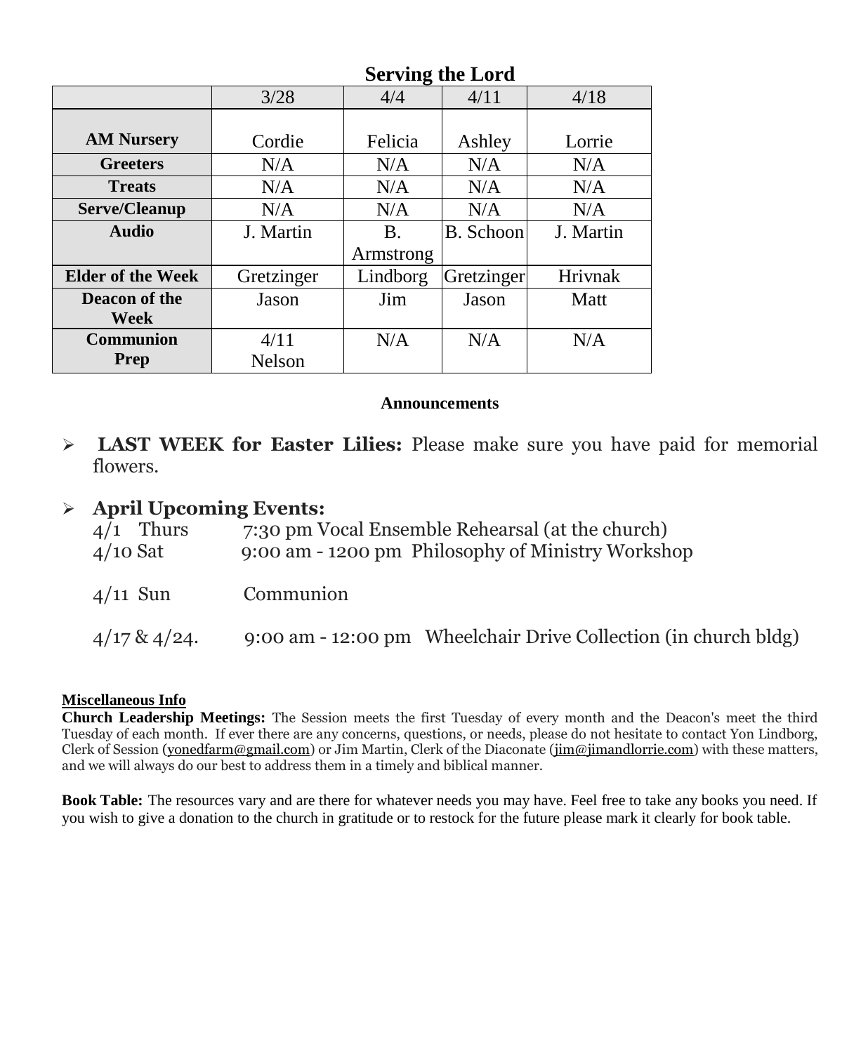## Serving the Lord

| | 3/28 | 4/4 | 4/11 | 4/18 |
|---|---|---|---|---|
| **AM Nursery** | Cordie | Felicia | Ashley | Lorrie |
| **Greeters** | N/A | N/A | N/A | N/A |
| **Treats** | N/A | N/A | N/A | N/A |
| **Serve/Cleanup** | N/A | N/A | N/A | N/A |
| **Audio** | J. Martin | B. Armstrong | B. Schoon | J. Martin |
| **Elder of the Week** | Gretzinger | Lindborg | Gretzinger | Hrivnak |
| **Deacon of the Week** | Jason | Jim | Jason | Matt |
| **Communion Prep** | 4/11 Nelson | N/A | N/A | N/A |

### Announcements

- **LAST WEEK for Easter Lilies:** Please make sure you have paid for memorial flowers.

- **April Upcoming Events:**
  4/1 Thurs 7:30 pm Vocal Ensemble Rehearsal (at the church)
  4/10 Sat 9:00 am - 1200 pm Philosophy of Ministry Workshop

  4/11 Sun Communion

  4/17 & 4/24. 9:00 am - 12:00 pm Wheelchair Drive Collection (in church bldg)

**Miscellaneous Info**

**Church Leadership Meetings:** The Session meets the first Tuesday of every month and the Deacon's meet the third Tuesday of each month. If ever there are any concerns, questions, or needs, please do not hesitate to contact Yon Lindborg, Clerk of Session (yonedfarm@gmail.com) or Jim Martin, Clerk of the Diaconate (jim@jimandlorrie.com) with these matters, and we will always do our best to address them in a timely and biblical manner.

**Book Table:** The resources vary and are there for whatever needs you may have. Feel free to take any books you need. If you wish to give a donation to the church in gratitude or to restock for the future please mark it clearly for book table.